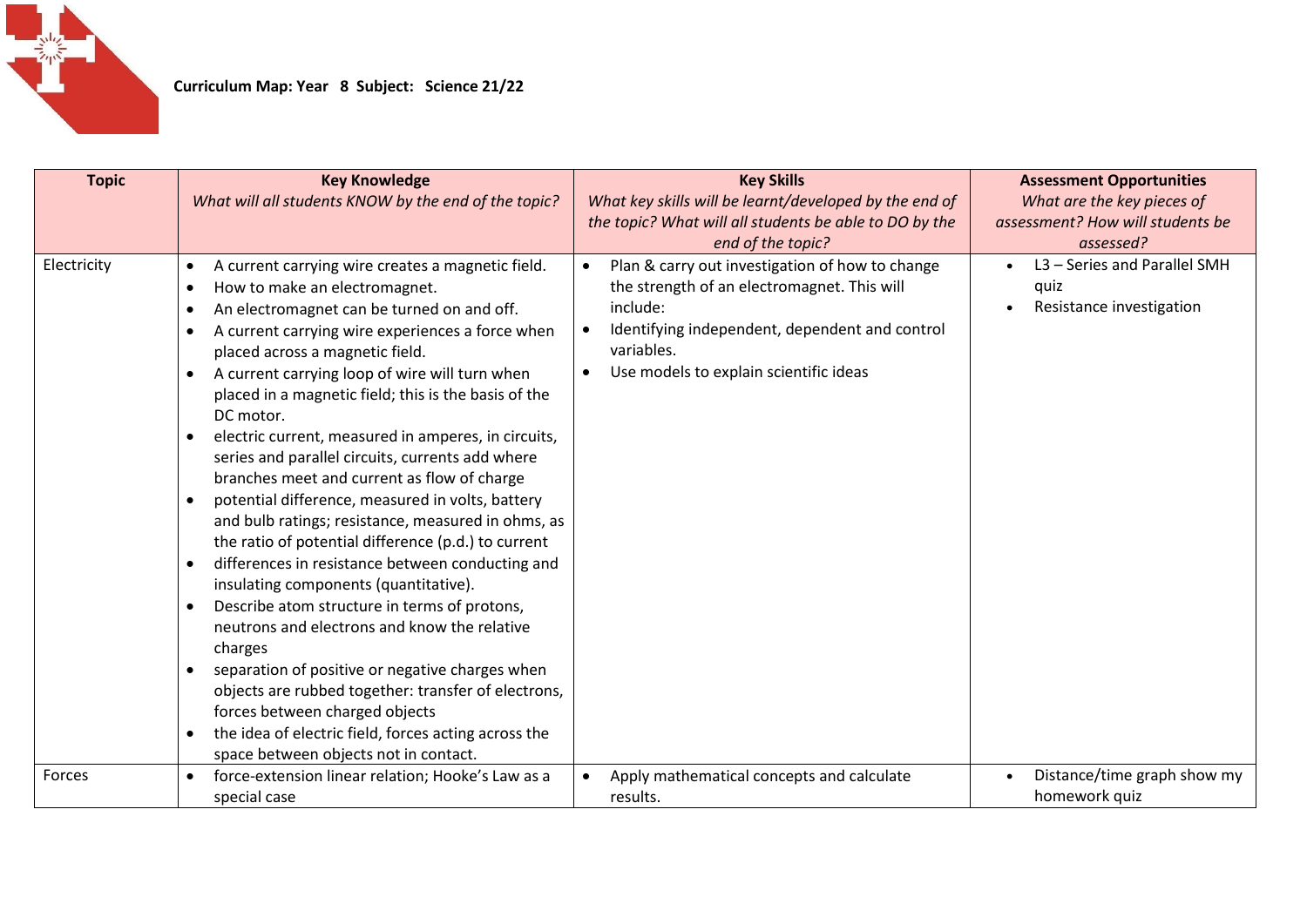**Curriculum Map: Year 8 Subject: Science 21/22**

| Topic | Key Knowledge<br>*What will all students KNOW by the end of the topic?* | Key Skills<br>*What key skills will be learnt/developed by the end of the topic? What will all students be able to DO by the end of the topic?* | Assessment Opportunities<br>*What are the key pieces of assessment? How will students be assessed?* |
|---|---|---|---|
| Electricity | • A current carrying wire creates a magnetic field.<br>• How to make an electromagnet.<br>• An electromagnet can be turned on and off.<br>• A current carrying wire experiences a force when placed across a magnetic field.<br>• A current carrying loop of wire will turn when placed in a magnetic field; this is the basis of the DC motor.<br>• electric current, measured in amperes, in circuits, series and parallel circuits, currents add where branches meet and current as flow of charge<br>• potential difference, measured in volts, battery and bulb ratings; resistance, measured in ohms, as the ratio of potential difference (p.d.) to current<br>• differences in resistance between conducting and insulating components (quantitative).<br>• Describe atom structure in terms of protons, neutrons and electrons and know the relative charges<br>• separation of positive or negative charges when objects are rubbed together: transfer of electrons, forces between charged objects<br>• the idea of electric field, forces acting across the space between objects not in contact. | • Plan & carry out investigation of how to change the strength of an electromagnet. This will include:<br>• Identifying independent, dependent and control variables.<br>• Use models to explain scientific ideas | • L3 – Series and Parallel SMH quiz<br>• Resistance investigation |
| Forces | • force-extension linear relation; Hooke's Law as a special case | • Apply mathematical concepts and calculate results. | • Distance/time graph show my homework quiz |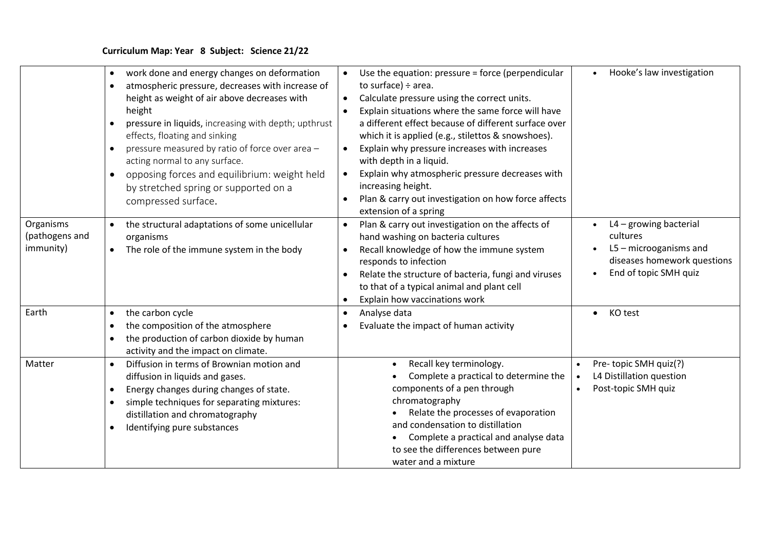**Curriculum Map: Year 8 Subject: Science 21/22**

| | | | |
|---|---|---|---|
| | • work done and energy changes on deformation<br>• atmospheric pressure, decreases with increase of height as weight of air above decreases with height<br>• pressure in liquids, increasing with depth; upthrust effects, floating and sinking<br>• pressure measured by ratio of force over area – acting normal to any surface.<br>• opposing forces and equilibrium: weight held by stretched spring or supported on a compressed surface. | • Use the equation: pressure = force (perpendicular to surface) ÷ area.<br>• Calculate pressure using the correct units.<br>• Explain situations where the same force will have a different effect because of different surface over which it is applied (e.g., stilettos & snowshoes).<br>• Explain why pressure increases with increases with depth in a liquid.<br>• Explain why atmospheric pressure decreases with increasing height.<br>• Plan & carry out investigation on how force affects extension of a spring | • Hooke's law investigation |
| Organisms (pathogens and immunity) | • the structural adaptations of some unicellular organisms<br>• The role of the immune system in the body | • Plan & carry out investigation on the affects of hand washing on bacteria cultures<br>• Recall knowledge of how the immune system responds to infection<br>• Relate the structure of bacteria, fungi and viruses to that of a typical animal and plant cell<br>• Explain how vaccinations work | • L4 – growing bacterial cultures<br>• L5 – microoganisms and diseases homework questions<br>• End of topic SMH quiz |
| Earth | • the carbon cycle<br>• the composition of the atmosphere<br>• the production of carbon dioxide by human activity and the impact on climate. | • Analyse data<br>• Evaluate the impact of human activity | • KO test |
| Matter | • Diffusion in terms of Brownian motion and diffusion in liquids and gases.<br>• Energy changes during changes of state.<br>• simple techniques for separating mixtures: distillation and chromatography<br>• Identifying pure substances | • Recall key terminology.<br>• Complete a practical to determine the components of a pen through chromatography<br>• Relate the processes of evaporation and condensation to distillation<br>• Complete a practical and analyse data to see the differences between pure water and a mixture | • Pre- topic SMH quiz(?)<br>• L4 Distillation question<br>• Post-topic SMH quiz |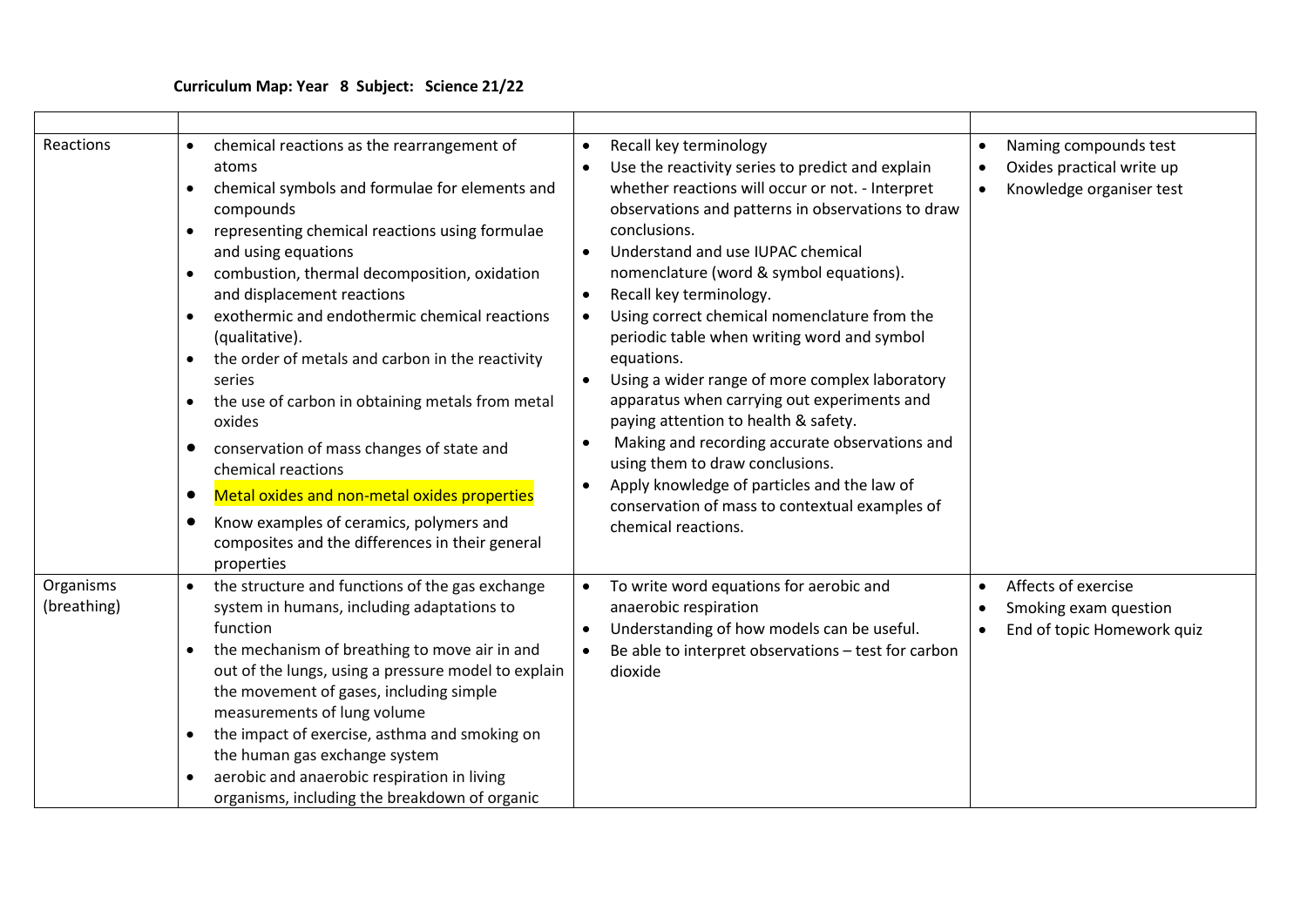**Curriculum Map: Year 8 Subject: Science 21/22**

| | | | |
|---|---|---|---|
| Reactions | • chemical reactions as the rearrangement of atoms<br>• chemical symbols and formulae for elements and compounds<br>• representing chemical reactions using formulae and using equations<br>• combustion, thermal decomposition, oxidation and displacement reactions<br>• exothermic and endothermic chemical reactions (qualitative).<br>• the order of metals and carbon in the reactivity series<br>• the use of carbon in obtaining metals from metal oxides<br>• conservation of mass changes of state and chemical reactions<br>• Metal oxides and non-metal oxides properties<br>• Know examples of ceramics, polymers and composites and the differences in their general properties | • Recall key terminology<br>• Use the reactivity series to predict and explain whether reactions will occur or not. - Interpret observations and patterns in observations to draw conclusions.<br>• Understand and use IUPAC chemical nomenclature (word & symbol equations).<br>• Recall key terminology.<br>• Using correct chemical nomenclature from the periodic table when writing word and symbol equations.<br>• Using a wider range of more complex laboratory apparatus when carrying out experiments and paying attention to health & safety.<br>• Making and recording accurate observations and using them to draw conclusions.<br>• Apply knowledge of particles and the law of conservation of mass to contextual examples of chemical reactions. | • Naming compounds test<br>• Oxides practical write up<br>• Knowledge organiser test |
| Organisms (breathing) | • the structure and functions of the gas exchange system in humans, including adaptations to function<br>• the mechanism of breathing to move air in and out of the lungs, using a pressure model to explain the movement of gases, including simple measurements of lung volume<br>• the impact of exercise, asthma and smoking on the human gas exchange system<br>• aerobic and anaerobic respiration in living organisms, including the breakdown of organic | • To write word equations for aerobic and anaerobic respiration<br>• Understanding of how models can be useful.<br>• Be able to interpret observations – test for carbon dioxide | • Affects of exercise<br>• Smoking exam question<br>• End of topic Homework quiz |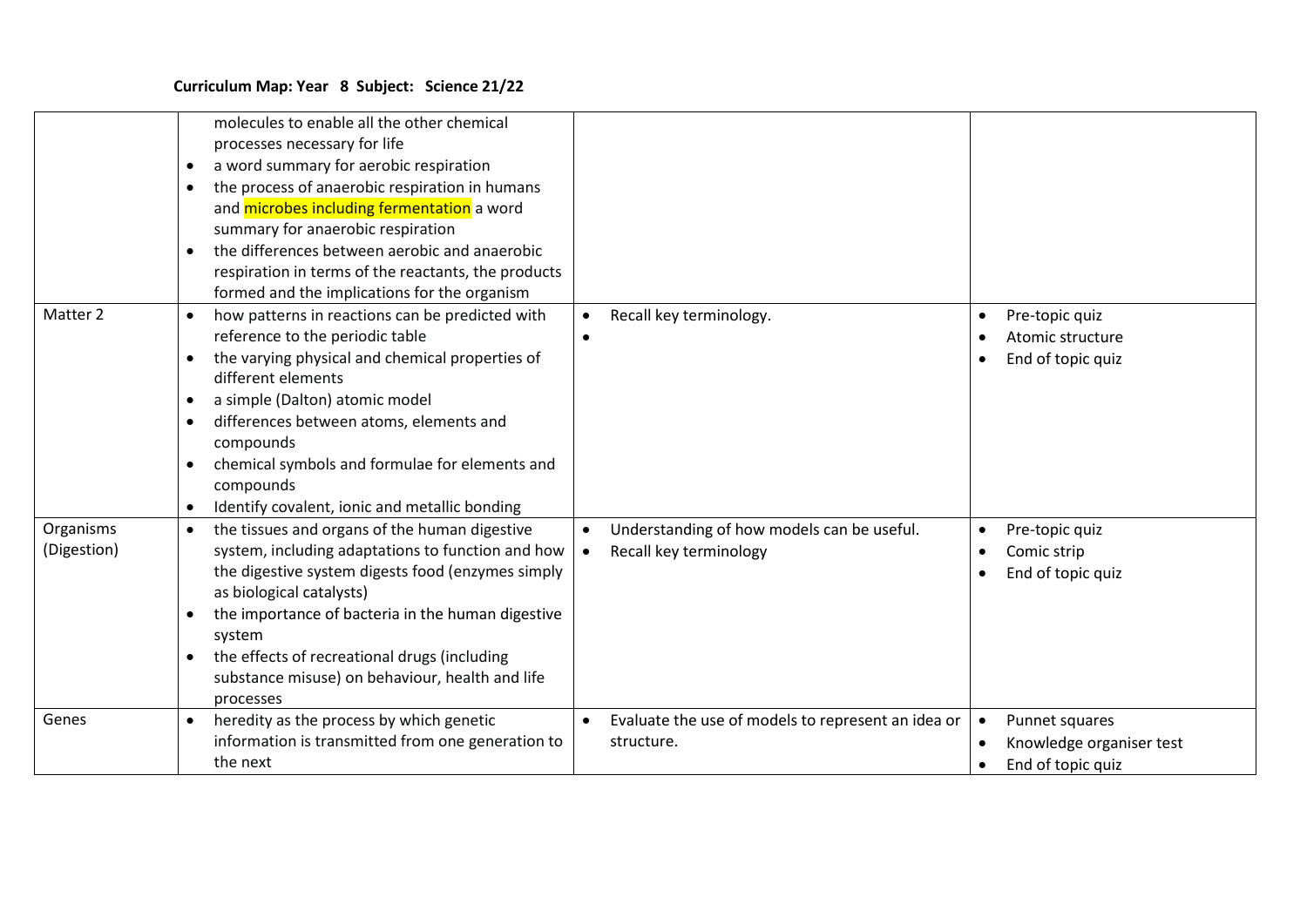**Curriculum Map: Year 8 Subject: Science 21/22**

| | | | |
|---|---|---|---|
| | molecules to enable all the other chemical processes necessary for life<br>• a word summary for aerobic respiration<br>• the process of anaerobic respiration in humans and microbes including fermentation a word summary for anaerobic respiration<br>• the differences between aerobic and anaerobic respiration in terms of the reactants, the products formed and the implications for the organism | | |
| Matter 2 | • how patterns in reactions can be predicted with reference to the periodic table<br>• the varying physical and chemical properties of different elements<br>• a simple (Dalton) atomic model<br>• differences between atoms, elements and compounds<br>• chemical symbols and formulae for elements and compounds<br>• Identify covalent, ionic and metallic bonding | • Recall key terminology.<br>• | • Pre-topic quiz<br>• Atomic structure<br>• End of topic quiz |
| Organisms (Digestion) | • the tissues and organs of the human digestive system, including adaptations to function and how the digestive system digests food (enzymes simply as biological catalysts)<br>• the importance of bacteria in the human digestive system<br>• the effects of recreational drugs (including substance misuse) on behaviour, health and life processes | • Understanding of how models can be useful.<br>• Recall key terminology | • Pre-topic quiz<br>• Comic strip<br>• End of topic quiz |
| Genes | • heredity as the process by which genetic information is transmitted from one generation to the next | • Evaluate the use of models to represent an idea or structure. | • Punnet squares<br>• Knowledge organiser test<br>• End of topic quiz |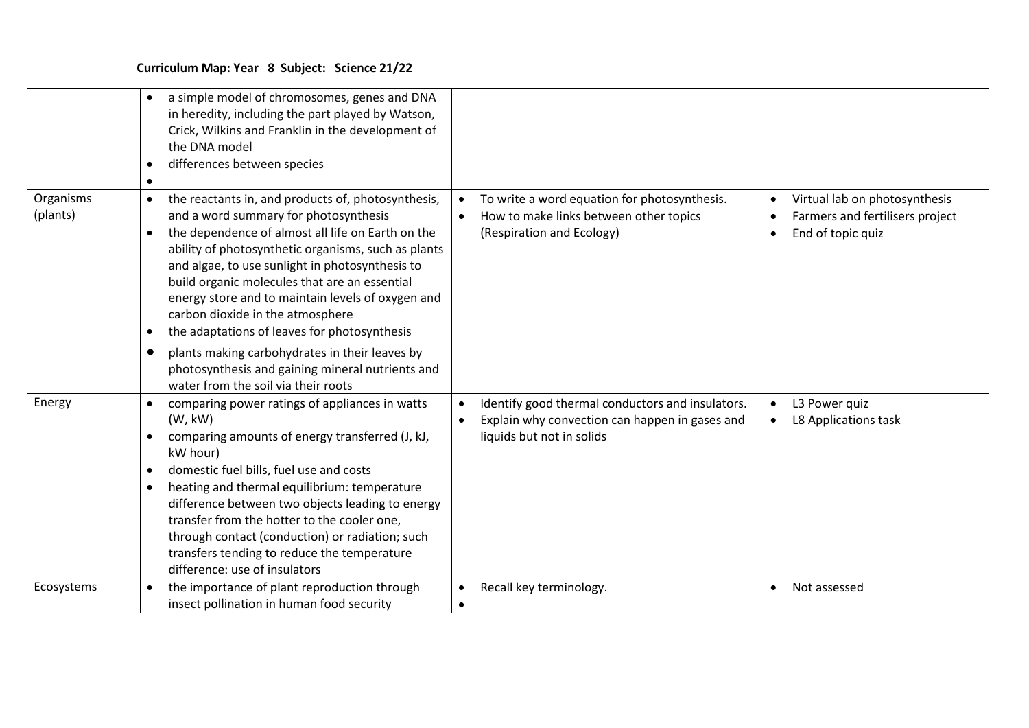**Curriculum Map: Year 8 Subject: Science 21/22**

| | | | |
|---|---|---|---|
| | • a simple model of chromosomes, genes and DNA in heredity, including the part played by Watson, Crick, Wilkins and Franklin in the development of the DNA model<br>• differences between species<br>• | | |
| Organisms (plants) | • the reactants in, and products of, photosynthesis, and a word summary for photosynthesis<br>• the dependence of almost all life on Earth on the ability of photosynthetic organisms, such as plants and algae, to use sunlight in photosynthesis to build organic molecules that are an essential energy store and to maintain levels of oxygen and carbon dioxide in the atmosphere<br>• the adaptations of leaves for photosynthesis<br>• plants making carbohydrates in their leaves by photosynthesis and gaining mineral nutrients and water from the soil via their roots | • To write a word equation for photosynthesis.<br>• How to make links between other topics (Respiration and Ecology) | • Virtual lab on photosynthesis<br>• Farmers and fertilisers project<br>• End of topic quiz |
| Energy | • comparing power ratings of appliances in watts (W, kW)<br>• comparing amounts of energy transferred (J, kJ, kW hour)<br>• domestic fuel bills, fuel use and costs<br>• heating and thermal equilibrium: temperature difference between two objects leading to energy transfer from the hotter to the cooler one, through contact (conduction) or radiation; such transfers tending to reduce the temperature difference: use of insulators | • Identify good thermal conductors and insulators.<br>• Explain why convection can happen in gases and liquids but not in solids | • L3 Power quiz<br>• L8 Applications task |
| Ecosystems | • the importance of plant reproduction through insect pollination in human food security | • Recall key terminology.<br>• | • Not assessed |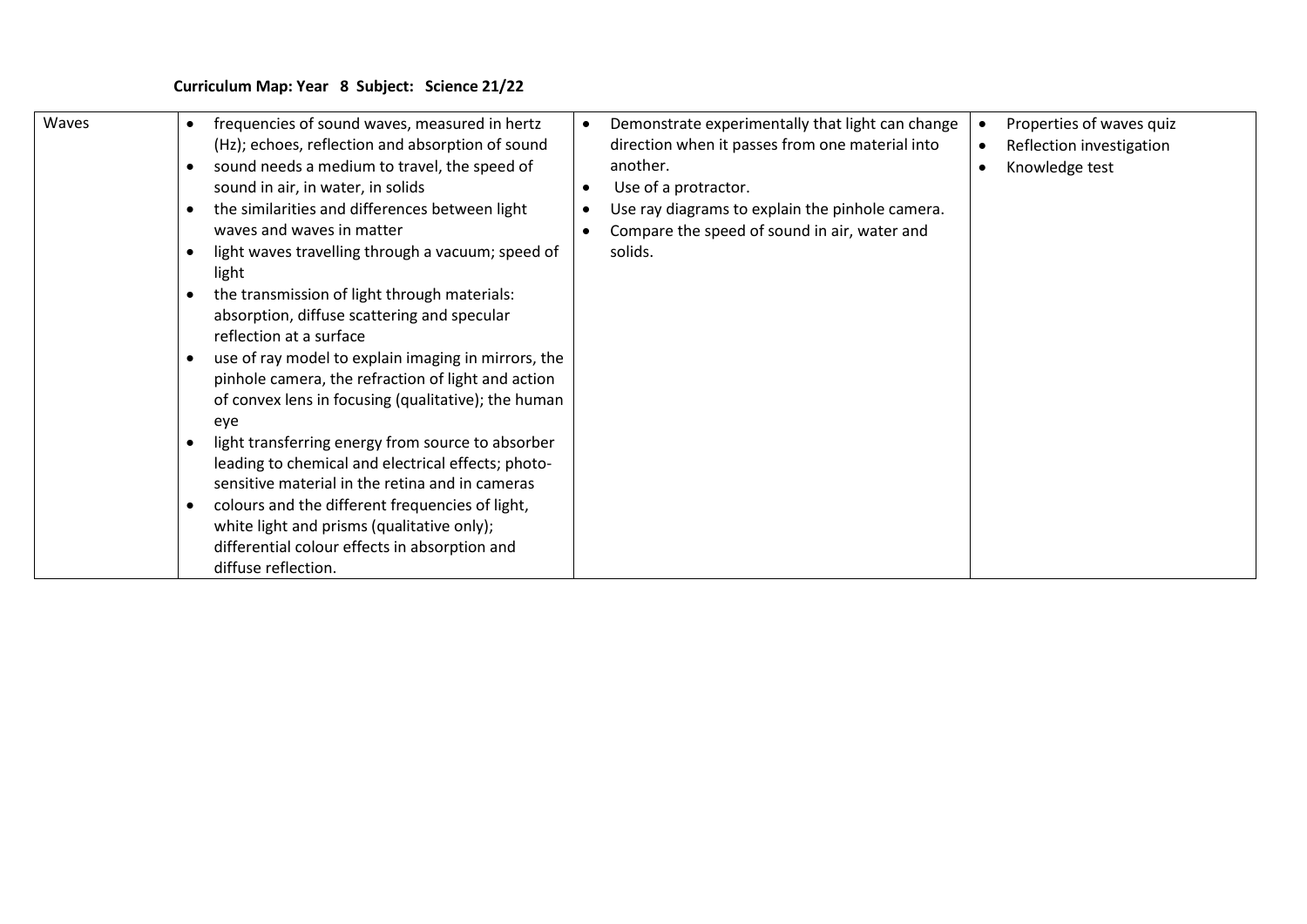**Curriculum Map: Year 8 Subject: Science 21/22**

| | | | |
|---|---|---|---|
| Waves | • frequencies of sound waves, measured in hertz (Hz); echoes, reflection and absorption of sound<br>• sound needs a medium to travel, the speed of sound in air, in water, in solids<br>• the similarities and differences between light waves and waves in matter<br>• light waves travelling through a vacuum; speed of light<br>• the transmission of light through materials: absorption, diffuse scattering and specular reflection at a surface<br>• use of ray model to explain imaging in mirrors, the pinhole camera, the refraction of light and action of convex lens in focusing (qualitative); the human eye<br>• light transferring energy from source to absorber leading to chemical and electrical effects; photo-sensitive material in the retina and in cameras<br>• colours and the different frequencies of light, white light and prisms (qualitative only); differential colour effects in absorption and diffuse reflection. | • Demonstrate experimentally that light can change direction when it passes from one material into another.<br>• Use of a protractor.<br>• Use ray diagrams to explain the pinhole camera.<br>• Compare the speed of sound in air, water and solids. | • Properties of waves quiz<br>• Reflection investigation<br>• Knowledge test |